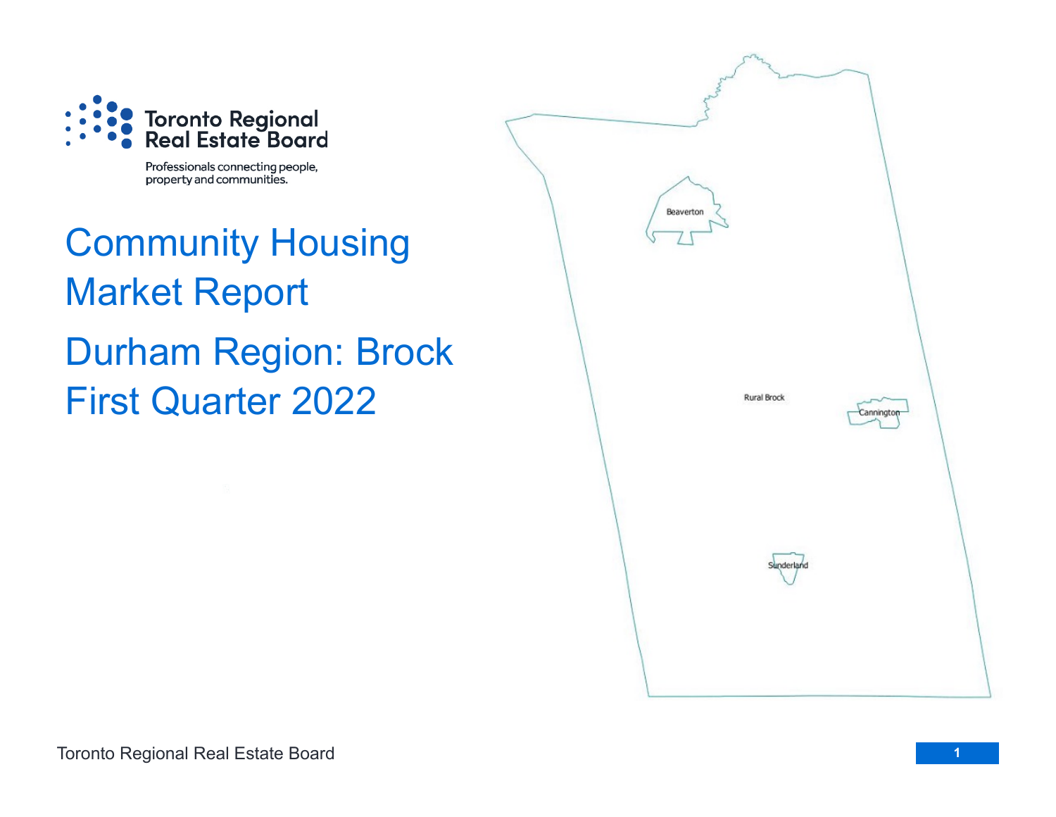Toronto Regional Real Estate Board

Professionals connecting people, property and communities.

# Community Housing Market Report

# Durham Region: Brock First Quarter 2022

Beaverton

Rural Brock

Cannington

Sunderland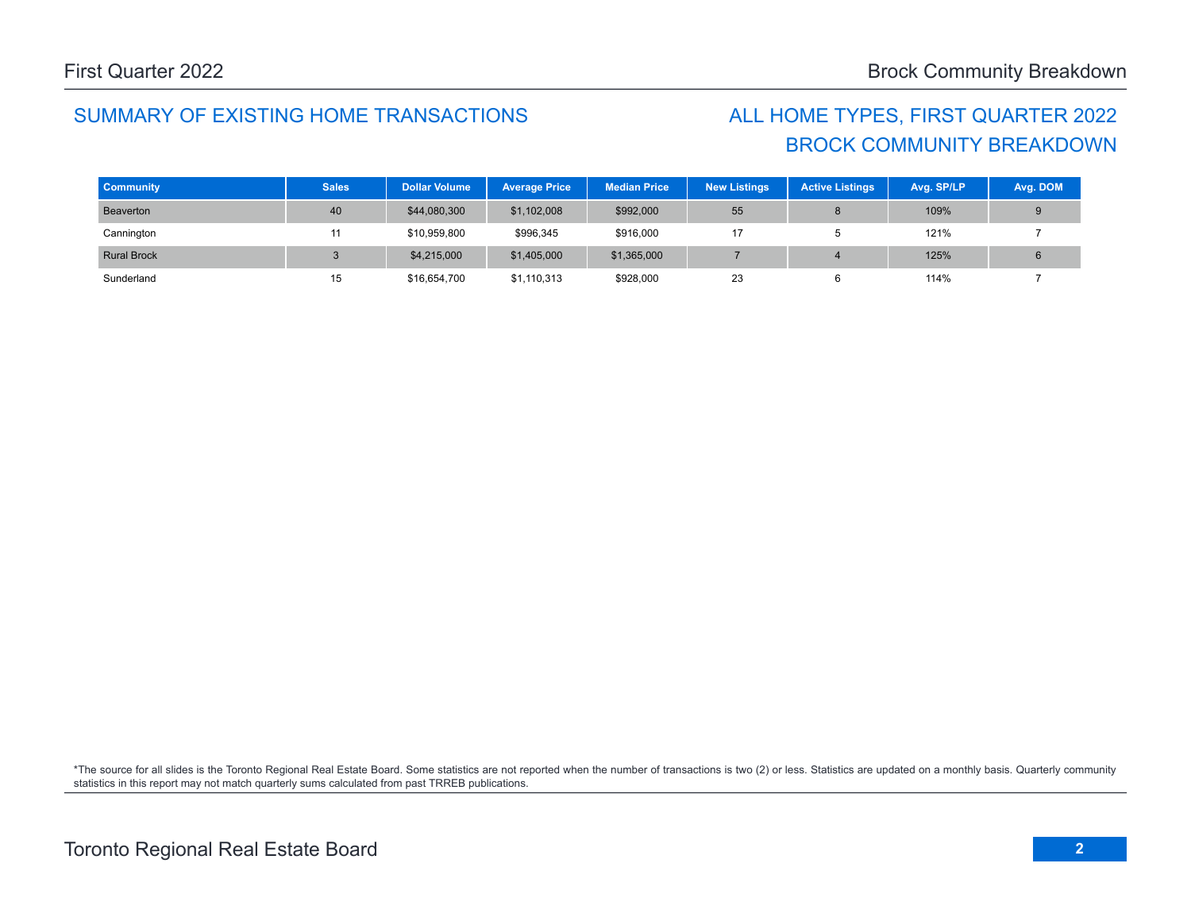## SUMMARY OF EXISTING HOME TRANSACTIONS

## ALL HOME TYPES, FIRST QUARTER 2022
## BROCK COMMUNITY BREAKDOWN

| Community | Sales | Dollar Volume | Average Price | Median Price | New Listings | Active Listings | Avg. SP/LP | Avg. DOM |
|---|---|---|---|---|---|---|---|---|
| Beaverton | 40 | $44,080,300 | $1,102,008 | $992,000 | 55 | 8 | 109% | 9 |
| Cannington | 11 | $10,959,800 | $996,345 | $916,000 | 17 | 5 | 121% | 7 |
| Rural Brock | 3 | $4,215,000 | $1,405,000 | $1,365,000 | 7 | 4 | 125% | 6 |
| Sunderland | 15 | $16,654,700 | $1,110,313 | $928,000 | 23 | 6 | 114% | 7 |

*The source for all slides is the Toronto Regional Real Estate Board. Some statistics are not reported when the number of transactions is two (2) or less. Statistics are updated on a monthly basis. Quarterly community statistics in this report may not match quarterly sums calculated from past TRREB publications.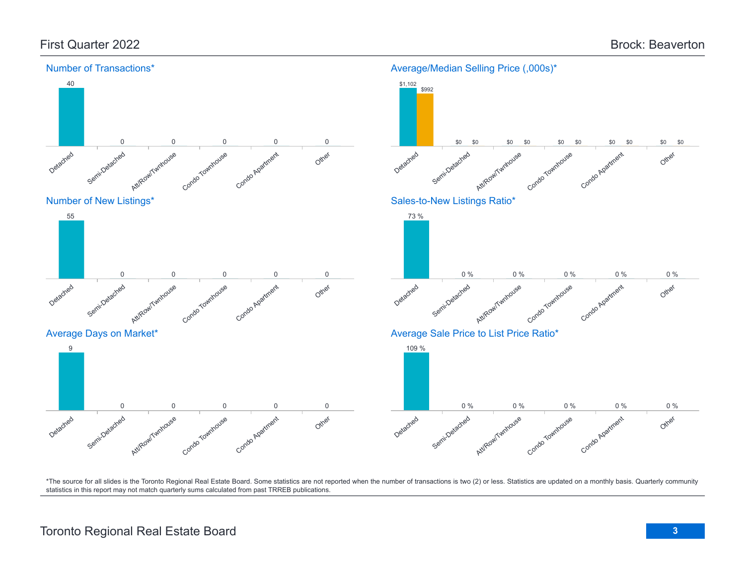First Quarter 2022

Brock: Beaverton

## Number of Transactions*

| Detached | Semi-Detached | Att/Row/Twnhouse | Condo Townhouse | Condo Apartment | Other |
|---|---|---|---|---|---|
| 40 | 0 | 0 | 0 | 0 | 0 |

## Average/Median Selling Price (,000s)*

| | Detached | Semi-Detached | Att/Row/Twnhouse | Condo Townhouse | Condo Apartment | Other |
|---|---|---|---|---|---|---|
| Average | $1,102 | $0 | $0 | $0 | $0 | $0 |
| Median | $992 | $0 | $0 | $0 | $0 | $0 |

## Number of New Listings*

| Detached | Semi-Detached | Att/Row/Twnhouse | Condo Townhouse | Condo Apartment | Other |
|---|---|---|---|---|---|
| 55 | 0 | 0 | 0 | 0 | 0 |

## Sales-to-New Listings Ratio*

| Detached | Semi-Detached | Att/Row/Twnhouse | Condo Townhouse | Condo Apartment | Other |
|---|---|---|---|---|---|
| 73 % | 0 % | 0 % | 0 % | 0 % | 0 % |

## Average Days on Market*

| Detached | Semi-Detached | Att/Row/Twnhouse | Condo Townhouse | Condo Apartment | Other |
|---|---|---|---|---|---|
| 9 | 0 | 0 | 0 | 0 | 0 |

## Average Sale Price to List Price Ratio*

| Detached | Semi-Detached | Att/Row/Twnhouse | Condo Townhouse | Condo Apartment | Other |
|---|---|---|---|---|---|
| 109 % | 0 % | 0 % | 0 % | 0 % | 0 % |

*The source for all slides is the Toronto Regional Real Estate Board. Some statistics are not reported when the number of transactions is two (2) or less. Statistics are updated on a monthly basis. Quarterly community statistics in this report may not match quarterly sums calculated from past TRREB publications.

Toronto Regional Real Estate Board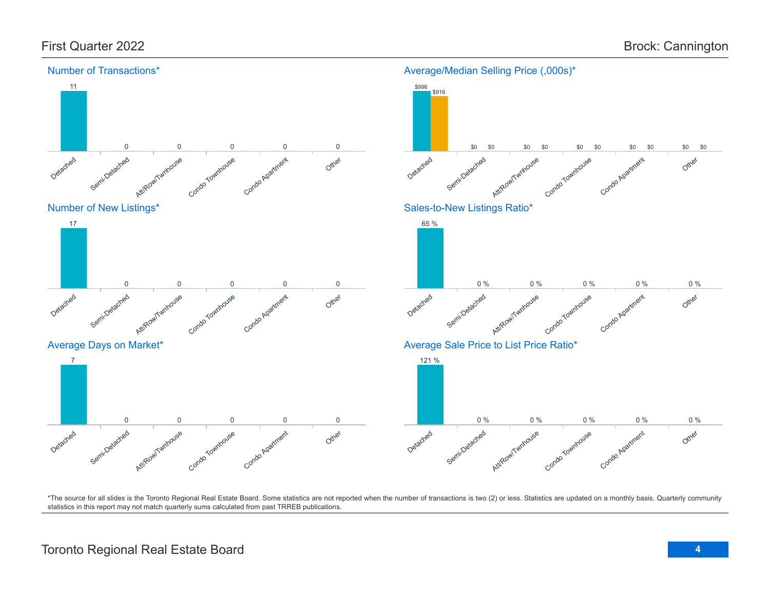# First Quarter 2022 — Brock: Cannington

## Number of Transactions*

| Detached | Semi-Detached | Att/Row/Twnhouse | Condo Townhouse | Condo Apartment | Other |
|---|---|---|---|---|---|
| 11 | 0 | 0 | 0 | 0 | 0 |

## Average/Median Selling Price (,000s)*

| | Detached | Semi-Detached | Att/Row/Twnhouse | Condo Townhouse | Condo Apartment | Other |
|---|---|---|---|---|---|---|
| Average | $996 | $0 | $0 | $0 | $0 | $0 |
| Median | $916 | $0 | $0 | $0 | $0 | $0 |

## Number of New Listings*

| Detached | Semi-Detached | Att/Row/Twnhouse | Condo Townhouse | Condo Apartment | Other |
|---|---|---|---|---|---|
| 17 | 0 | 0 | 0 | 0 | 0 |

## Sales-to-New Listings Ratio*

| Detached | Semi-Detached | Att/Row/Twnhouse | Condo Townhouse | Condo Apartment | Other |
|---|---|---|---|---|---|
| 65 % | 0 % | 0 % | 0 % | 0 % | 0 % |

## Average Days on Market*

| Detached | Semi-Detached | Att/Row/Twnhouse | Condo Townhouse | Condo Apartment | Other |
|---|---|---|---|---|---|
| 7 | 0 | 0 | 0 | 0 | 0 |

## Average Sale Price to List Price Ratio*

| Detached | Semi-Detached | Att/Row/Twnhouse | Condo Townhouse | Condo Apartment | Other |
|---|---|---|---|---|---|
| 121 % | 0 % | 0 % | 0 % | 0 % | 0 % |

*The source for all slides is the Toronto Regional Real Estate Board. Some statistics are not reported when the number of transactions is two (2) or less. Statistics are updated on a monthly basis. Quarterly community statistics in this report may not match quarterly sums calculated from past TRREB publications.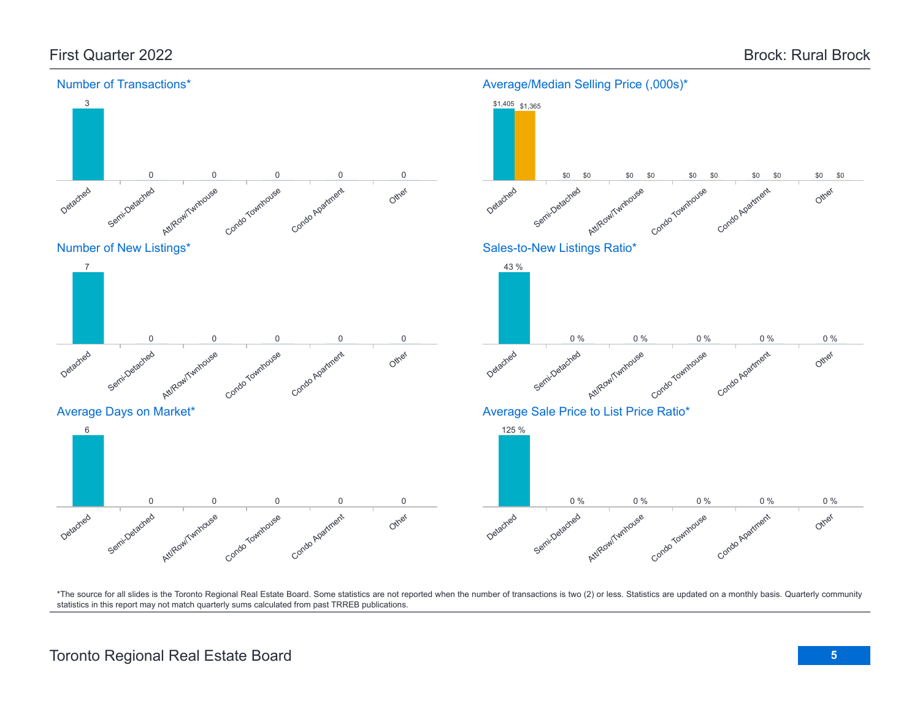First Quarter 2022

Brock: Rural Brock

## Number of Transactions*

| Detached | Semi-Detached | Att/Row/Twnhouse | Condo Townhouse | Condo Apartment | Other |
|---|---|---|---|---|---|
| 3 | 0 | 0 | 0 | 0 | 0 |

## Average/Median Selling Price (,000s)*

| | Detached | Semi-Detached | Att/Row/Twnhouse | Condo Townhouse | Condo Apartment | Other |
|---|---|---|---|---|---|---|
| Average | $1,405 | $0 | $0 | $0 | $0 | $0 |
| Median | $1,365 | $0 | $0 | $0 | $0 | $0 |

## Number of New Listings*

| Detached | Semi-Detached | Att/Row/Twnhouse | Condo Townhouse | Condo Apartment | Other |
|---|---|---|---|---|---|
| 7 | 0 | 0 | 0 | 0 | 0 |

## Sales-to-New Listings Ratio*

| Detached | Semi-Detached | Att/Row/Twnhouse | Condo Townhouse | Condo Apartment | Other |
|---|---|---|---|---|---|
| 43 % | 0 % | 0 % | 0 % | 0 % | 0 % |

## Average Days on Market*

| Detached | Semi-Detached | Att/Row/Twnhouse | Condo Townhouse | Condo Apartment | Other |
|---|---|---|---|---|---|
| 6 | 0 | 0 | 0 | 0 | 0 |

## Average Sale Price to List Price Ratio*

| Detached | Semi-Detached | Att/Row/Twnhouse | Condo Townhouse | Condo Apartment | Other |
|---|---|---|---|---|---|
| 125 % | 0 % | 0 % | 0 % | 0 % | 0 % |

*The source for all slides is the Toronto Regional Real Estate Board. Some statistics are not reported when the number of transactions is two (2) or less. Statistics are updated on a monthly basis. Quarterly community statistics in this report may not match quarterly sums calculated from past TRREB publications.

Toronto Regional Real Estate Board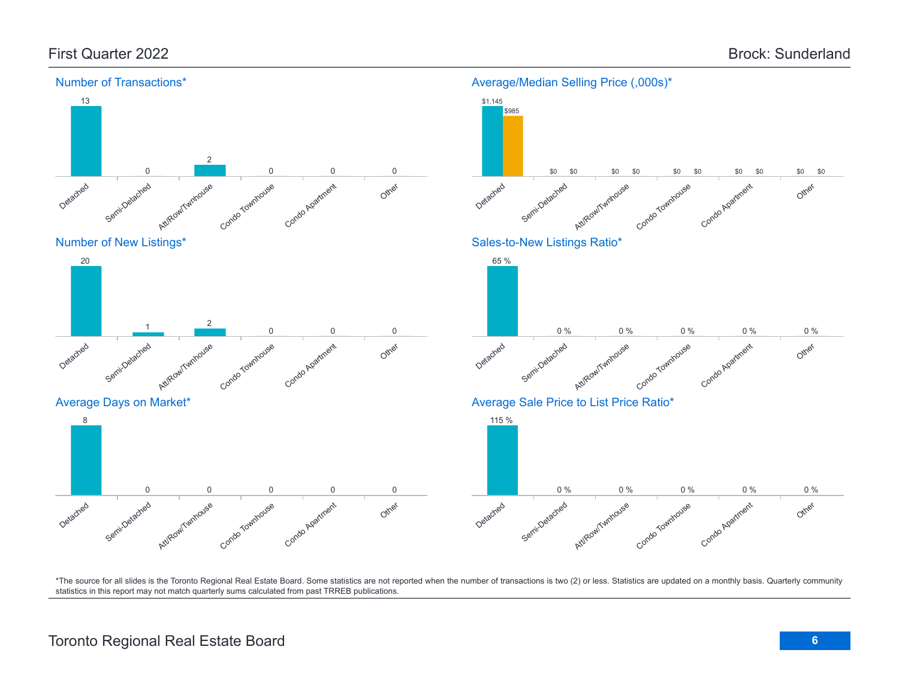First Quarter 2022

Brock: Sunderland

## Number of Transactions*

13
0
2
0
0
0

Detached
Semi-Detached
Att/Row/Twnhouse
Condo Townhouse
Condo Apartment
Other

## Average/Median Selling Price (,000s)*

$1,145
$985
$0 $0
$0 $0
$0 $0
$0 $0
$0 $0

Detached
Semi-Detached
Att/Row/Twnhouse
Condo Townhouse
Condo Apartment
Other

## Number of New Listings*

20
1
2
0
0
0

Detached
Semi-Detached
Att/Row/Twnhouse
Condo Townhouse
Condo Apartment
Other

## Sales-to-New Listings Ratio*

65 %
0 %
0 %
0 %
0 %
0 %

Detached
Semi-Detached
Att/Row/Twnhouse
Condo Townhouse
Condo Apartment
Other

## Average Days on Market*

8
0
0
0
0
0

Detached
Semi-Detached
Att/Row/Twnhouse
Condo Townhouse
Condo Apartment
Other

## Average Sale Price to List Price Ratio*

115 %
0 %
0 %
0 %
0 %
0 %

Detached
Semi-Detached
Att/Row/Twnhouse
Condo Townhouse
Condo Apartment
Other

*The source for all slides is the Toronto Regional Real Estate Board. Some statistics are not reported when the number of transactions is two (2) or less. Statistics are updated on a monthly basis. Quarterly community statistics in this report may not match quarterly sums calculated from past TRREB publications.

Toronto Regional Real Estate Board